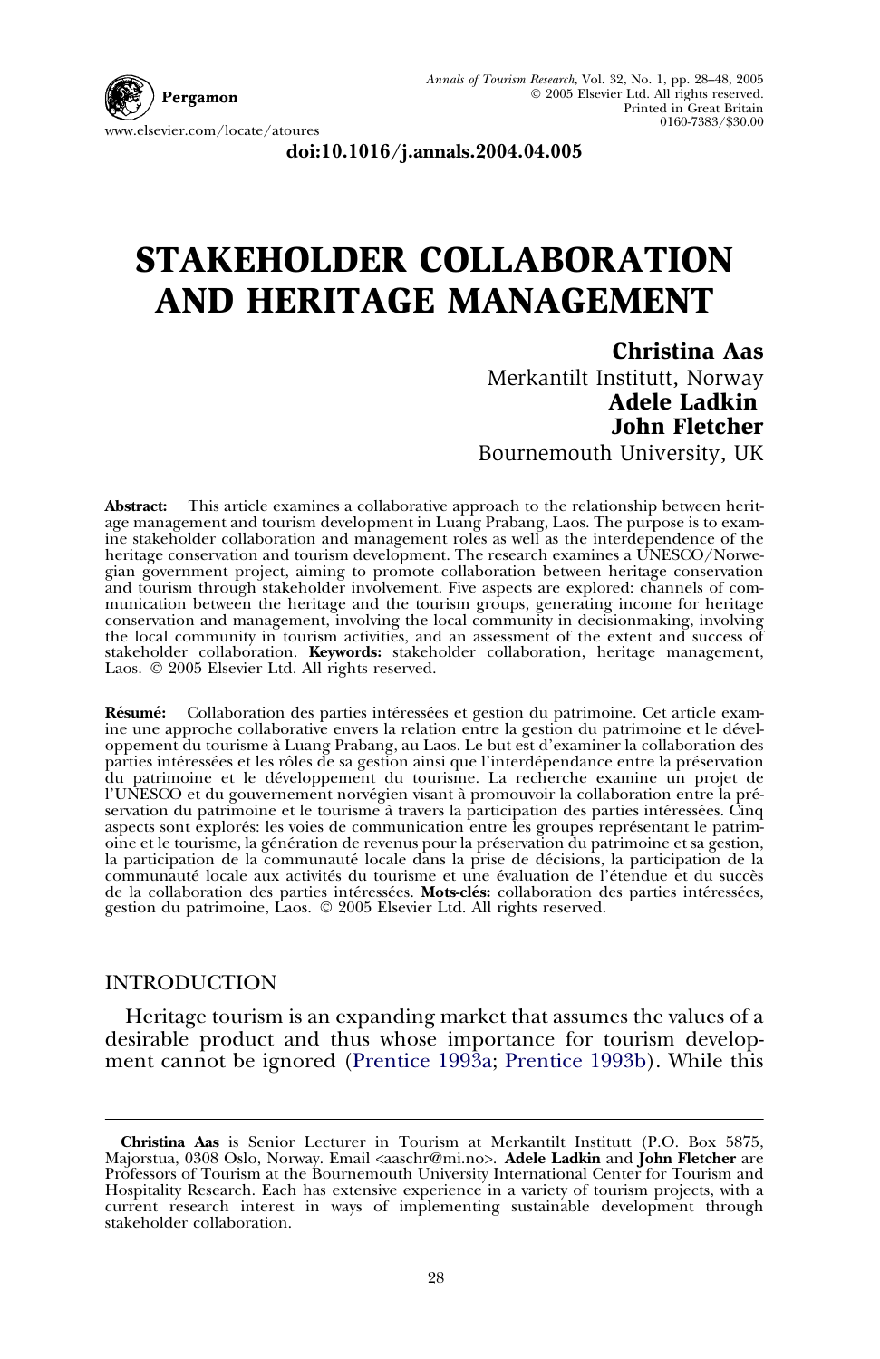doi:10.1016/j.annals.2004.04.005

# STAKEHOLDER COLLABORATION AND HERITAGE MANAGEMENT

**Christina Aas**
Merkantilt Institutt, Norway
**Adele Ladkin**
**John Fletcher**
Bournemouth University, UK

**Abstract:** This article examines a collaborative approach to the relationship between heritage management and tourism development in Luang Prabang, Laos. The purpose is to examine stakeholder collaboration and management roles as well as the interdependence of the heritage conservation and tourism development. The research examines a UNESCO/Norwegian government project, aiming to promote collaboration between heritage conservation and tourism through stakeholder involvement. Five aspects are explored: channels of communication between the heritage and the tourism groups, generating income for heritage conservation and management, involving the local community in decisionmaking, involving the local community in tourism activities, and an assessment of the extent and success of stakeholder collaboration. **Keywords:** stakeholder collaboration, heritage management, Laos. © 2005 Elsevier Ltd. All rights reserved.

**Résumé:** Collaboration des parties intéressées et gestion du patrimoine. Cet article examine une approche collaborative envers la relation entre la gestion du patrimoine et le développement du tourisme à Luang Prabang, au Laos. Le but est d'examiner la collaboration des parties intéressées et les rôles de sa gestion ainsi que l'interdépendance entre la préservation du patrimoine et le développement du tourisme. La recherche examine un projet de l'UNESCO et du gouvernement norvégien visant à promouvoir la collaboration entre la préservation du patrimoine et le tourisme à travers la participation des parties intéressées. Cinq aspects sont explorés: les voies de communication entre les groupes représentant le patrimoine et le tourisme, la génération de revenus pour la préservation du patrimoine et sa gestion, la participation de la communauté locale dans la prise de décisions, la participation de la communauté locale aux activités du tourisme et une évaluation de l'étendue et du succès de la collaboration des parties intéressées. **Mots-clés:** collaboration des parties intéressées, gestion du patrimoine, Laos. © 2005 Elsevier Ltd. All rights reserved.

## INTRODUCTION

Heritage tourism is an expanding market that assumes the values of a desirable product and thus whose importance for tourism development cannot be ignored (Prentice 1993a; Prentice 1993b). While this

---

**Christina Aas** is Senior Lecturer in Tourism at Merkantilt Institutt (P.O. Box 5875, Majorstua, 0308 Oslo, Norway. Email <aaschr@mi.no>. **Adele Ladkin** and **John Fletcher** are Professors of Tourism at the Bournemouth University International Center for Tourism and Hospitality Research. Each has extensive experience in a variety of tourism projects, with a current research interest in ways of implementing sustainable development through stakeholder collaboration.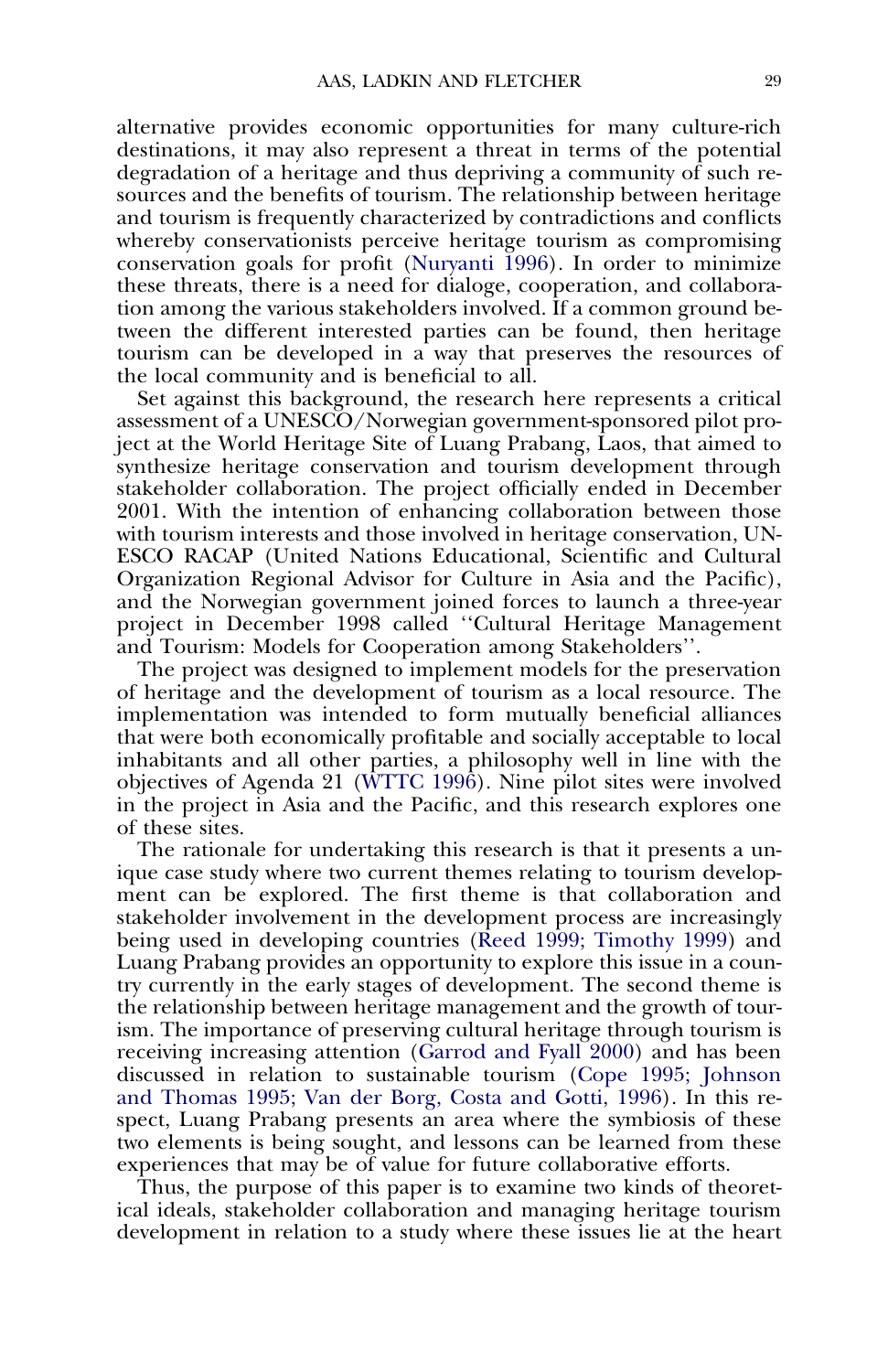alternative provides economic opportunities for many culture-rich destinations, it may also represent a threat in terms of the potential degradation of a heritage and thus depriving a community of such resources and the benefits of tourism. The relationship between heritage and tourism is frequently characterized by contradictions and conflicts whereby conservationists perceive heritage tourism as compromising conservation goals for profit (Nuryanti 1996). In order to minimize these threats, there is a need for dialoge, cooperation, and collaboration among the various stakeholders involved. If a common ground between the different interested parties can be found, then heritage tourism can be developed in a way that preserves the resources of the local community and is beneficial to all.

Set against this background, the research here represents a critical assessment of a UNESCO/Norwegian government-sponsored pilot project at the World Heritage Site of Luang Prabang, Laos, that aimed to synthesize heritage conservation and tourism development through stakeholder collaboration. The project officially ended in December 2001. With the intention of enhancing collaboration between those with tourism interests and those involved in heritage conservation, UNESCO RACAP (United Nations Educational, Scientific and Cultural Organization Regional Advisor for Culture in Asia and the Pacific), and the Norwegian government joined forces to launch a three-year project in December 1998 called ''Cultural Heritage Management and Tourism: Models for Cooperation among Stakeholders''.

The project was designed to implement models for the preservation of heritage and the development of tourism as a local resource. The implementation was intended to form mutually beneficial alliances that were both economically profitable and socially acceptable to local inhabitants and all other parties, a philosophy well in line with the objectives of Agenda 21 (WTTC 1996). Nine pilot sites were involved in the project in Asia and the Pacific, and this research explores one of these sites.

The rationale for undertaking this research is that it presents a unique case study where two current themes relating to tourism development can be explored. The first theme is that collaboration and stakeholder involvement in the development process are increasingly being used in developing countries (Reed 1999; Timothy 1999) and Luang Prabang provides an opportunity to explore this issue in a country currently in the early stages of development. The second theme is the relationship between heritage management and the growth of tourism. The importance of preserving cultural heritage through tourism is receiving increasing attention (Garrod and Fyall 2000) and has been discussed in relation to sustainable tourism (Cope 1995; Johnson and Thomas 1995; Van der Borg, Costa and Gotti, 1996). In this respect, Luang Prabang presents an area where the symbiosis of these two elements is being sought, and lessons can be learned from these experiences that may be of value for future collaborative efforts.

Thus, the purpose of this paper is to examine two kinds of theoretical ideals, stakeholder collaboration and managing heritage tourism development in relation to a study where these issues lie at the heart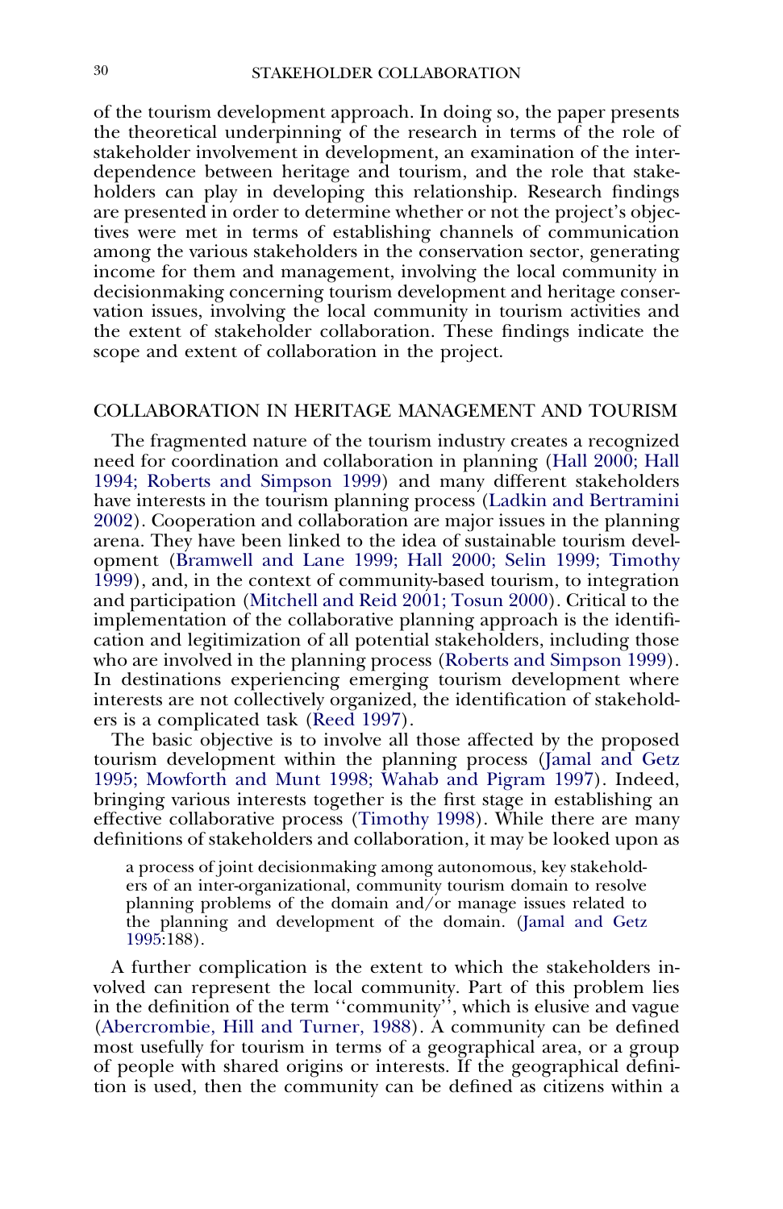of the tourism development approach. In doing so, the paper presents the theoretical underpinning of the research in terms of the role of stakeholder involvement in development, an examination of the interdependence between heritage and tourism, and the role that stakeholders can play in developing this relationship. Research findings are presented in order to determine whether or not the project's objectives were met in terms of establishing channels of communication among the various stakeholders in the conservation sector, generating income for them and management, involving the local community in decisionmaking concerning tourism development and heritage conservation issues, involving the local community in tourism activities and the extent of stakeholder collaboration. These findings indicate the scope and extent of collaboration in the project.

## COLLABORATION IN HERITAGE MANAGEMENT AND TOURISM

The fragmented nature of the tourism industry creates a recognized need for coordination and collaboration in planning (Hall 2000; Hall 1994; Roberts and Simpson 1999) and many different stakeholders have interests in the tourism planning process (Ladkin and Bertramini 2002). Cooperation and collaboration are major issues in the planning arena. They have been linked to the idea of sustainable tourism development (Bramwell and Lane 1999; Hall 2000; Selin 1999; Timothy 1999), and, in the context of community-based tourism, to integration and participation (Mitchell and Reid 2001; Tosun 2000). Critical to the implementation of the collaborative planning approach is the identification and legitimization of all potential stakeholders, including those who are involved in the planning process (Roberts and Simpson 1999). In destinations experiencing emerging tourism development where interests are not collectively organized, the identification of stakeholders is a complicated task (Reed 1997).

The basic objective is to involve all those affected by the proposed tourism development within the planning process (Jamal and Getz 1995; Mowforth and Munt 1998; Wahab and Pigram 1997). Indeed, bringing various interests together is the first stage in establishing an effective collaborative process (Timothy 1998). While there are many definitions of stakeholders and collaboration, it may be looked upon as

> a process of joint decisionmaking among autonomous, key stakeholders of an inter-organizational, community tourism domain to resolve planning problems of the domain and/or manage issues related to the planning and development of the domain. (Jamal and Getz 1995:188).

A further complication is the extent to which the stakeholders involved can represent the local community. Part of this problem lies in the definition of the term ''community'', which is elusive and vague (Abercrombie, Hill and Turner, 1988). A community can be defined most usefully for tourism in terms of a geographical area, or a group of people with shared origins or interests. If the geographical definition is used, then the community can be defined as citizens within a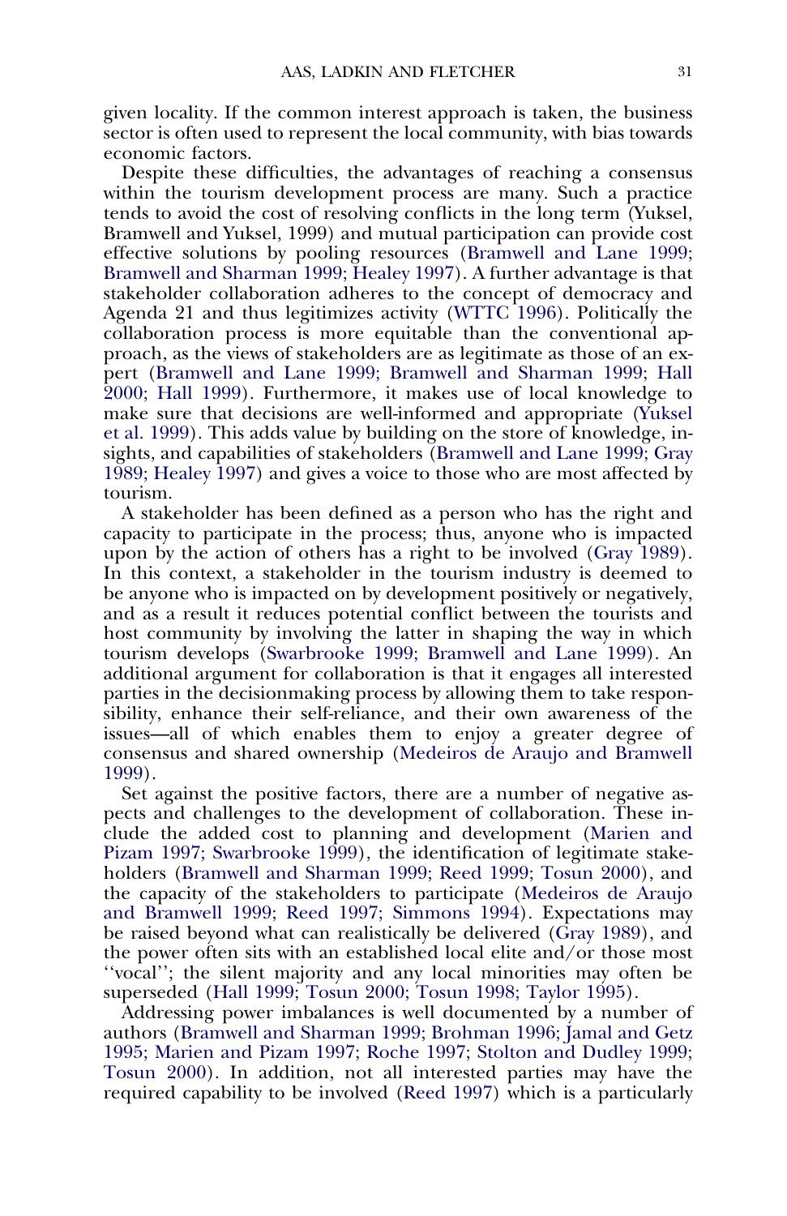given locality. If the common interest approach is taken, the business sector is often used to represent the local community, with bias towards economic factors.

Despite these difficulties, the advantages of reaching a consensus within the tourism development process are many. Such a practice tends to avoid the cost of resolving conflicts in the long term (Yuksel, Bramwell and Yuksel, 1999) and mutual participation can provide cost effective solutions by pooling resources (Bramwell and Lane 1999; Bramwell and Sharman 1999; Healey 1997). A further advantage is that stakeholder collaboration adheres to the concept of democracy and Agenda 21 and thus legitimizes activity (WTTC 1996). Politically the collaboration process is more equitable than the conventional approach, as the views of stakeholders are as legitimate as those of an expert (Bramwell and Lane 1999; Bramwell and Sharman 1999; Hall 2000; Hall 1999). Furthermore, it makes use of local knowledge to make sure that decisions are well-informed and appropriate (Yuksel et al. 1999). This adds value by building on the store of knowledge, insights, and capabilities of stakeholders (Bramwell and Lane 1999; Gray 1989; Healey 1997) and gives a voice to those who are most affected by tourism.

A stakeholder has been defined as a person who has the right and capacity to participate in the process; thus, anyone who is impacted upon by the action of others has a right to be involved (Gray 1989). In this context, a stakeholder in the tourism industry is deemed to be anyone who is impacted on by development positively or negatively, and as a result it reduces potential conflict between the tourists and host community by involving the latter in shaping the way in which tourism develops (Swarbrooke 1999; Bramwell and Lane 1999). An additional argument for collaboration is that it engages all interested parties in the decisionmaking process by allowing them to take responsibility, enhance their self-reliance, and their own awareness of the issues—all of which enables them to enjoy a greater degree of consensus and shared ownership (Medeiros de Araujo and Bramwell 1999).

Set against the positive factors, there are a number of negative aspects and challenges to the development of collaboration. These include the added cost to planning and development (Marien and Pizam 1997; Swarbrooke 1999), the identification of legitimate stakeholders (Bramwell and Sharman 1999; Reed 1999; Tosun 2000), and the capacity of the stakeholders to participate (Medeiros de Araujo and Bramwell 1999; Reed 1997; Simmons 1994). Expectations may be raised beyond what can realistically be delivered (Gray 1989), and the power often sits with an established local elite and/or those most ''vocal''; the silent majority and any local minorities may often be superseded (Hall 1999; Tosun 2000; Tosun 1998; Taylor 1995).

Addressing power imbalances is well documented by a number of authors (Bramwell and Sharman 1999; Brohman 1996; Jamal and Getz 1995; Marien and Pizam 1997; Roche 1997; Stolton and Dudley 1999; Tosun 2000). In addition, not all interested parties may have the required capability to be involved (Reed 1997) which is a particularly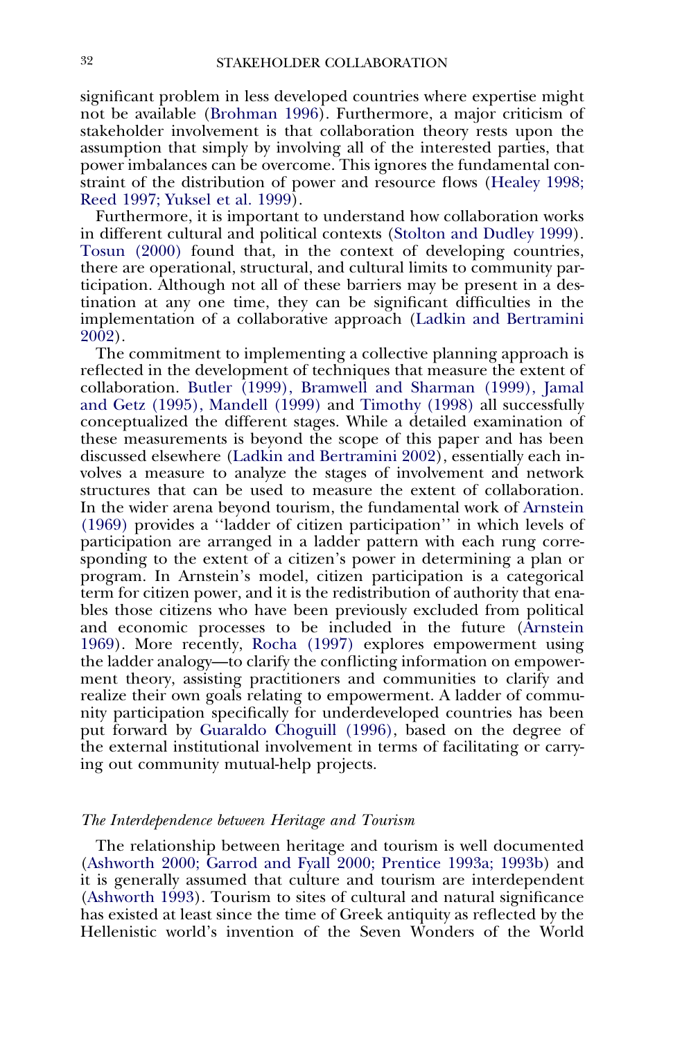significant problem in less developed countries where expertise might not be available (Brohman 1996). Furthermore, a major criticism of stakeholder involvement is that collaboration theory rests upon the assumption that simply by involving all of the interested parties, that power imbalances can be overcome. This ignores the fundamental constraint of the distribution of power and resource flows (Healey 1998; Reed 1997; Yuksel et al. 1999).

Furthermore, it is important to understand how collaboration works in different cultural and political contexts (Stolton and Dudley 1999). Tosun (2000) found that, in the context of developing countries, there are operational, structural, and cultural limits to community participation. Although not all of these barriers may be present in a destination at any one time, they can be significant difficulties in the implementation of a collaborative approach (Ladkin and Bertramini 2002).

The commitment to implementing a collective planning approach is reflected in the development of techniques that measure the extent of collaboration. Butler (1999), Bramwell and Sharman (1999), Jamal and Getz (1995), Mandell (1999) and Timothy (1998) all successfully conceptualized the different stages. While a detailed examination of these measurements is beyond the scope of this paper and has been discussed elsewhere (Ladkin and Bertramini 2002), essentially each involves a measure to analyze the stages of involvement and network structures that can be used to measure the extent of collaboration. In the wider arena beyond tourism, the fundamental work of Arnstein (1969) provides a ''ladder of citizen participation'' in which levels of participation are arranged in a ladder pattern with each rung corresponding to the extent of a citizen's power in determining a plan or program. In Arnstein's model, citizen participation is a categorical term for citizen power, and it is the redistribution of authority that enables those citizens who have been previously excluded from political and economic processes to be included in the future (Arnstein 1969). More recently, Rocha (1997) explores empowerment using the ladder analogy—to clarify the conflicting information on empowerment theory, assisting practitioners and communities to clarify and realize their own goals relating to empowerment. A ladder of community participation specifically for underdeveloped countries has been put forward by Guaraldo Choguill (1996), based on the degree of the external institutional involvement in terms of facilitating or carrying out community mutual-help projects.

### *The Interdependence between Heritage and Tourism*

The relationship between heritage and tourism is well documented (Ashworth 2000; Garrod and Fyall 2000; Prentice 1993a; 1993b) and it is generally assumed that culture and tourism are interdependent (Ashworth 1993). Tourism to sites of cultural and natural significance has existed at least since the time of Greek antiquity as reflected by the Hellenistic world's invention of the Seven Wonders of the World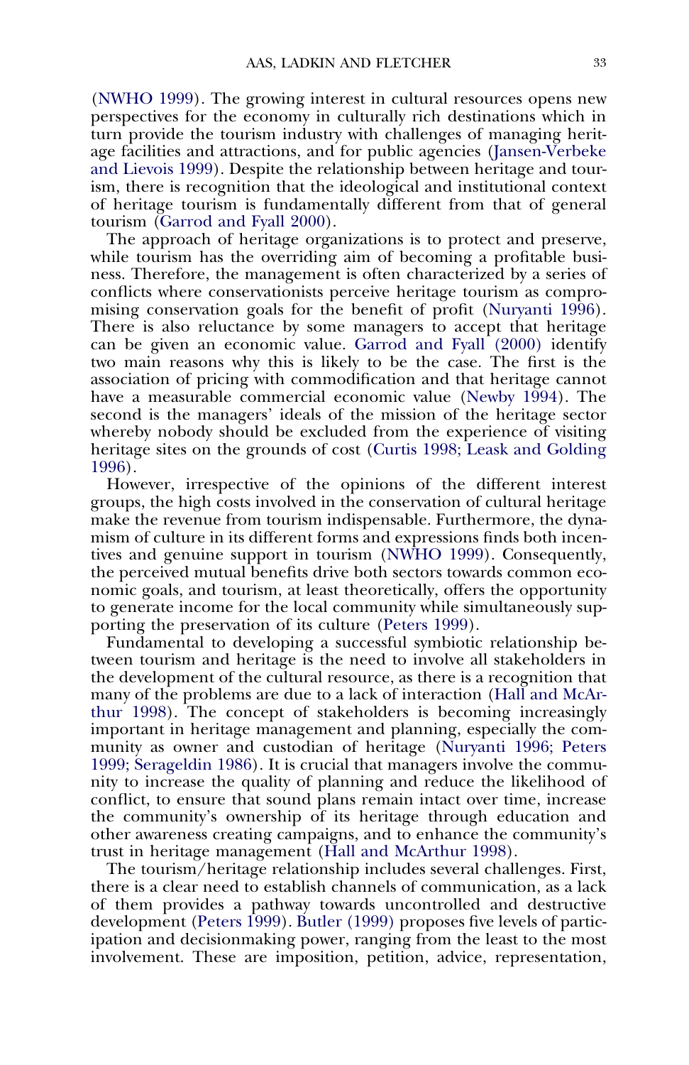(NWHO 1999). The growing interest in cultural resources opens new perspectives for the economy in culturally rich destinations which in turn provide the tourism industry with challenges of managing heritage facilities and attractions, and for public agencies (Jansen-Verbeke and Lievois 1999). Despite the relationship between heritage and tourism, there is recognition that the ideological and institutional context of heritage tourism is fundamentally different from that of general tourism (Garrod and Fyall 2000).

The approach of heritage organizations is to protect and preserve, while tourism has the overriding aim of becoming a profitable business. Therefore, the management is often characterized by a series of conflicts where conservationists perceive heritage tourism as compromising conservation goals for the benefit of profit (Nuryanti 1996). There is also reluctance by some managers to accept that heritage can be given an economic value. Garrod and Fyall (2000) identify two main reasons why this is likely to be the case. The first is the association of pricing with commodification and that heritage cannot have a measurable commercial economic value (Newby 1994). The second is the managers' ideals of the mission of the heritage sector whereby nobody should be excluded from the experience of visiting heritage sites on the grounds of cost (Curtis 1998; Leask and Golding 1996).

However, irrespective of the opinions of the different interest groups, the high costs involved in the conservation of cultural heritage make the revenue from tourism indispensable. Furthermore, the dynamism of culture in its different forms and expressions finds both incentives and genuine support in tourism (NWHO 1999). Consequently, the perceived mutual benefits drive both sectors towards common economic goals, and tourism, at least theoretically, offers the opportunity to generate income for the local community while simultaneously supporting the preservation of its culture (Peters 1999).

Fundamental to developing a successful symbiotic relationship between tourism and heritage is the need to involve all stakeholders in the development of the cultural resource, as there is a recognition that many of the problems are due to a lack of interaction (Hall and McArthur 1998). The concept of stakeholders is becoming increasingly important in heritage management and planning, especially the community as owner and custodian of heritage (Nuryanti 1996; Peters 1999; Serageldin 1986). It is crucial that managers involve the community to increase the quality of planning and reduce the likelihood of conflict, to ensure that sound plans remain intact over time, increase the community's ownership of its heritage through education and other awareness creating campaigns, and to enhance the community's trust in heritage management (Hall and McArthur 1998).

The tourism/heritage relationship includes several challenges. First, there is a clear need to establish channels of communication, as a lack of them provides a pathway towards uncontrolled and destructive development (Peters 1999). Butler (1999) proposes five levels of participation and decisionmaking power, ranging from the least to the most involvement. These are imposition, petition, advice, representation,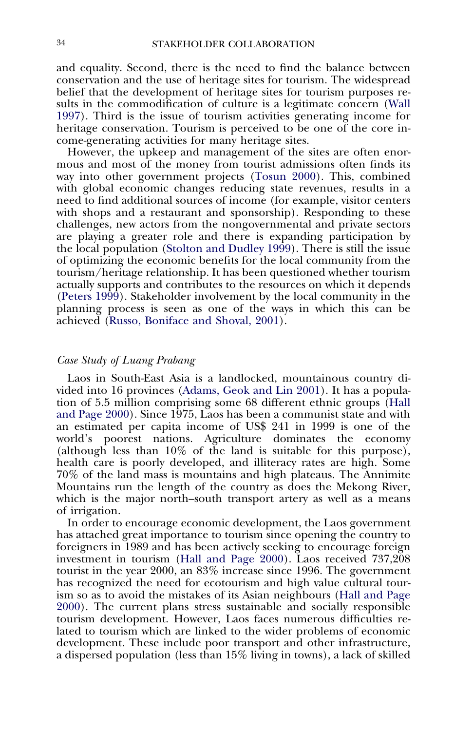and equality. Second, there is the need to find the balance between conservation and the use of heritage sites for tourism. The widespread belief that the development of heritage sites for tourism purposes results in the commodification of culture is a legitimate concern (Wall 1997). Third is the issue of tourism activities generating income for heritage conservation. Tourism is perceived to be one of the core income-generating activities for many heritage sites.

However, the upkeep and management of the sites are often enormous and most of the money from tourist admissions often finds its way into other government projects (Tosun 2000). This, combined with global economic changes reducing state revenues, results in a need to find additional sources of income (for example, visitor centers with shops and a restaurant and sponsorship). Responding to these challenges, new actors from the nongovernmental and private sectors are playing a greater role and there is expanding participation by the local population (Stolton and Dudley 1999). There is still the issue of optimizing the economic benefits for the local community from the tourism/heritage relationship. It has been questioned whether tourism actually supports and contributes to the resources on which it depends (Peters 1999). Stakeholder involvement by the local community in the planning process is seen as one of the ways in which this can be achieved (Russo, Boniface and Shoval, 2001).

### *Case Study of Luang Prabang*

Laos in South-East Asia is a landlocked, mountainous country divided into 16 provinces (Adams, Geok and Lin 2001). It has a population of 5.5 million comprising some 68 different ethnic groups (Hall and Page 2000). Since 1975, Laos has been a communist state and with an estimated per capita income of US$ 241 in 1999 is one of the world's poorest nations. Agriculture dominates the economy (although less than 10% of the land is suitable for this purpose), health care is poorly developed, and illiteracy rates are high. Some 70% of the land mass is mountains and high plateaus. The Annimite Mountains run the length of the country as does the Mekong River, which is the major north–south transport artery as well as a means of irrigation.

In order to encourage economic development, the Laos government has attached great importance to tourism since opening the country to foreigners in 1989 and has been actively seeking to encourage foreign investment in tourism (Hall and Page 2000). Laos received 737,208 tourist in the year 2000, an 83% increase since 1996. The government has recognized the need for ecotourism and high value cultural tourism so as to avoid the mistakes of its Asian neighbours (Hall and Page 2000). The current plans stress sustainable and socially responsible tourism development. However, Laos faces numerous difficulties related to tourism which are linked to the wider problems of economic development. These include poor transport and other infrastructure, a dispersed population (less than 15% living in towns), a lack of skilled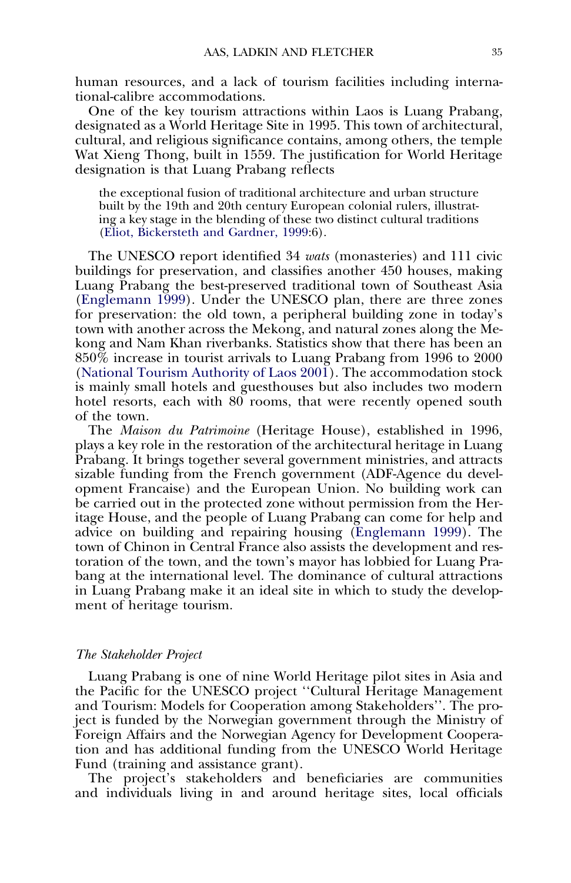human resources, and a lack of tourism facilities including international-calibre accommodations.

One of the key tourism attractions within Laos is Luang Prabang, designated as a World Heritage Site in 1995. This town of architectural, cultural, and religious significance contains, among others, the temple Wat Xieng Thong, built in 1559. The justification for World Heritage designation is that Luang Prabang reflects

> the exceptional fusion of traditional architecture and urban structure built by the 19th and 20th century European colonial rulers, illustrating a key stage in the blending of these two distinct cultural traditions (Eliot, Bickersteth and Gardner, 1999:6).

The UNESCO report identified 34 *wats* (monasteries) and 111 civic buildings for preservation, and classifies another 450 houses, making Luang Prabang the best-preserved traditional town of Southeast Asia (Englemann 1999). Under the UNESCO plan, there are three zones for preservation: the old town, a peripheral building zone in today's town with another across the Mekong, and natural zones along the Mekong and Nam Khan riverbanks. Statistics show that there has been an 850% increase in tourist arrivals to Luang Prabang from 1996 to 2000 (National Tourism Authority of Laos 2001). The accommodation stock is mainly small hotels and guesthouses but also includes two modern hotel resorts, each with 80 rooms, that were recently opened south of the town.

The *Maison du Patrimoine* (Heritage House), established in 1996, plays a key role in the restoration of the architectural heritage in Luang Prabang. It brings together several government ministries, and attracts sizable funding from the French government (ADF-Agence du development Francaise) and the European Union. No building work can be carried out in the protected zone without permission from the Heritage House, and the people of Luang Prabang can come for help and advice on building and repairing housing (Englemann 1999). The town of Chinon in Central France also assists the development and restoration of the town, and the town's mayor has lobbied for Luang Prabang at the international level. The dominance of cultural attractions in Luang Prabang make it an ideal site in which to study the development of heritage tourism.

### *The Stakeholder Project*

Luang Prabang is one of nine World Heritage pilot sites in Asia and the Pacific for the UNESCO project ''Cultural Heritage Management and Tourism: Models for Cooperation among Stakeholders''. The project is funded by the Norwegian government through the Ministry of Foreign Affairs and the Norwegian Agency for Development Cooperation and has additional funding from the UNESCO World Heritage Fund (training and assistance grant).

The project's stakeholders and beneficiaries are communities and individuals living in and around heritage sites, local officials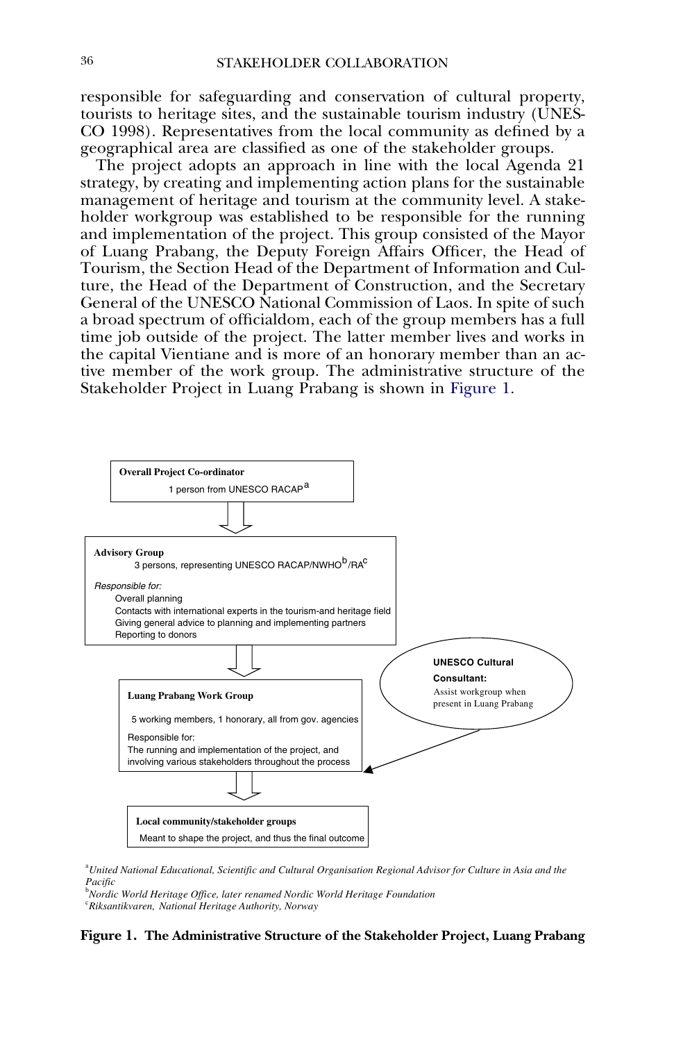responsible for safeguarding and conservation of cultural property, tourists to heritage sites, and the sustainable tourism industry (UNESCO 1998). Representatives from the local community as defined by a geographical area are classified as one of the stakeholder groups.

The project adopts an approach in line with the local Agenda 21 strategy, by creating and implementing action plans for the sustainable management of heritage and tourism at the community level. A stakeholder workgroup was established to be responsible for the running and implementation of the project. This group consisted of the Mayor of Luang Prabang, the Deputy Foreign Affairs Officer, the Head of Tourism, the Section Head of the Department of Information and Culture, the Head of the Department of Construction, and the Secretary General of the UNESCO National Commission of Laos. In spite of such a broad spectrum of officialdom, each of the group members has a full time job outside of the project. The latter member lives and works in the capital Vientiane and is more of an honorary member than an active member of the work group. The administrative structure of the Stakeholder Project in Luang Prabang is shown in Figure 1.

**Overall Project Co-ordinator**
1 person from UNESCO RACAP[a]

↓

**Advisory Group**
3 persons, representing UNESCO RACAP/NWHO[b]/RA[c]

*Responsible for:*
- Overall planning
- Contacts with international experts in the tourism-and heritage field
- Giving general advice to planning and implementing partners
- Reporting to donors

↓

**Luang Prabang Work Group**
5 working members, 1 honorary, all from gov. agencies

Responsible for:
The running and implementation of the project, and involving various stakeholders throughout the process

**UNESCO Cultural Consultant:** Assist workgroup when present in Luang Prabang (→ Luang Prabang Work Group)

↓

**Local community/stakeholder groups**
Meant to shape the project, and thus the final outcome

[a]*United National Educational, Scientific and Cultural Organisation Regional Advisor for Culture in Asia and the Pacific*
[b]*Nordic World Heritage Office, later renamed Nordic World Heritage Foundation*
[c]*Riksantikvaren, National Heritage Authority, Norway*

**Figure 1. The Administrative Structure of the Stakeholder Project, Luang Prabang**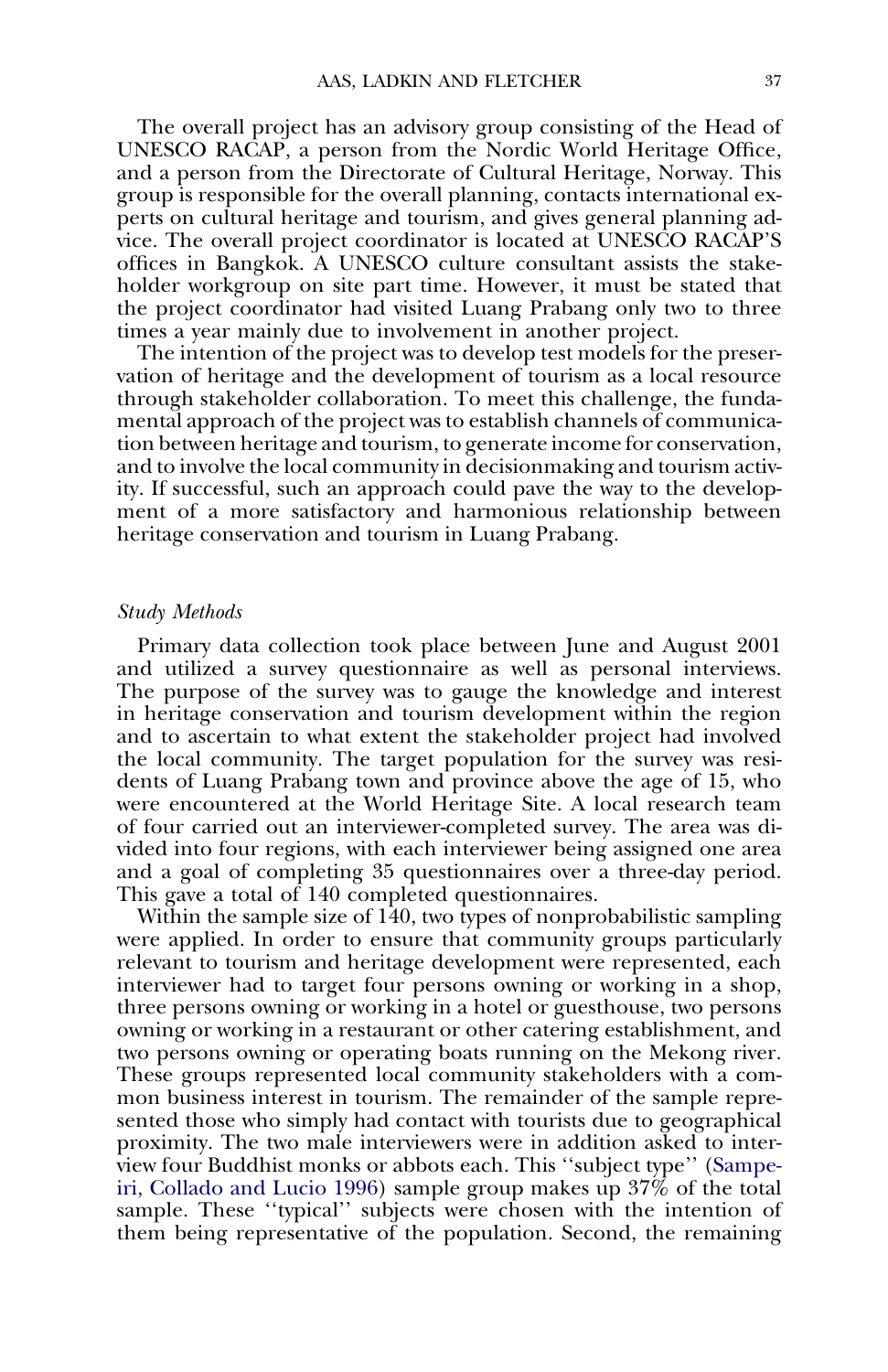The overall project has an advisory group consisting of the Head of UNESCO RACAP, a person from the Nordic World Heritage Office, and a person from the Directorate of Cultural Heritage, Norway. This group is responsible for the overall planning, contacts international experts on cultural heritage and tourism, and gives general planning advice. The overall project coordinator is located at UNESCO RACAP'S offices in Bangkok. A UNESCO culture consultant assists the stakeholder workgroup on site part time. However, it must be stated that the project coordinator had visited Luang Prabang only two to three times a year mainly due to involvement in another project.

The intention of the project was to develop test models for the preservation of heritage and the development of tourism as a local resource through stakeholder collaboration. To meet this challenge, the fundamental approach of the project was to establish channels of communication between heritage and tourism, to generate income for conservation, and to involve the local community in decisionmaking and tourism activity. If successful, such an approach could pave the way to the development of a more satisfactory and harmonious relationship between heritage conservation and tourism in Luang Prabang.

### *Study Methods*

Primary data collection took place between June and August 2001 and utilized a survey questionnaire as well as personal interviews. The purpose of the survey was to gauge the knowledge and interest in heritage conservation and tourism development within the region and to ascertain to what extent the stakeholder project had involved the local community. The target population for the survey was residents of Luang Prabang town and province above the age of 15, who were encountered at the World Heritage Site. A local research team of four carried out an interviewer-completed survey. The area was divided into four regions, with each interviewer being assigned one area and a goal of completing 35 questionnaires over a three-day period. This gave a total of 140 completed questionnaires.

Within the sample size of 140, two types of nonprobabilistic sampling were applied. In order to ensure that community groups particularly relevant to tourism and heritage development were represented, each interviewer had to target four persons owning or working in a shop, three persons owning or working in a hotel or guesthouse, two persons owning or working in a restaurant or other catering establishment, and two persons owning or operating boats running on the Mekong river. These groups represented local community stakeholders with a common business interest in tourism. The remainder of the sample represented those who simply had contact with tourists due to geographical proximity. The two male interviewers were in addition asked to interview four Buddhist monks or abbots each. This ''subject type'' (Sampeiri, Collado and Lucio 1996) sample group makes up 37% of the total sample. These ''typical'' subjects were chosen with the intention of them being representative of the population. Second, the remaining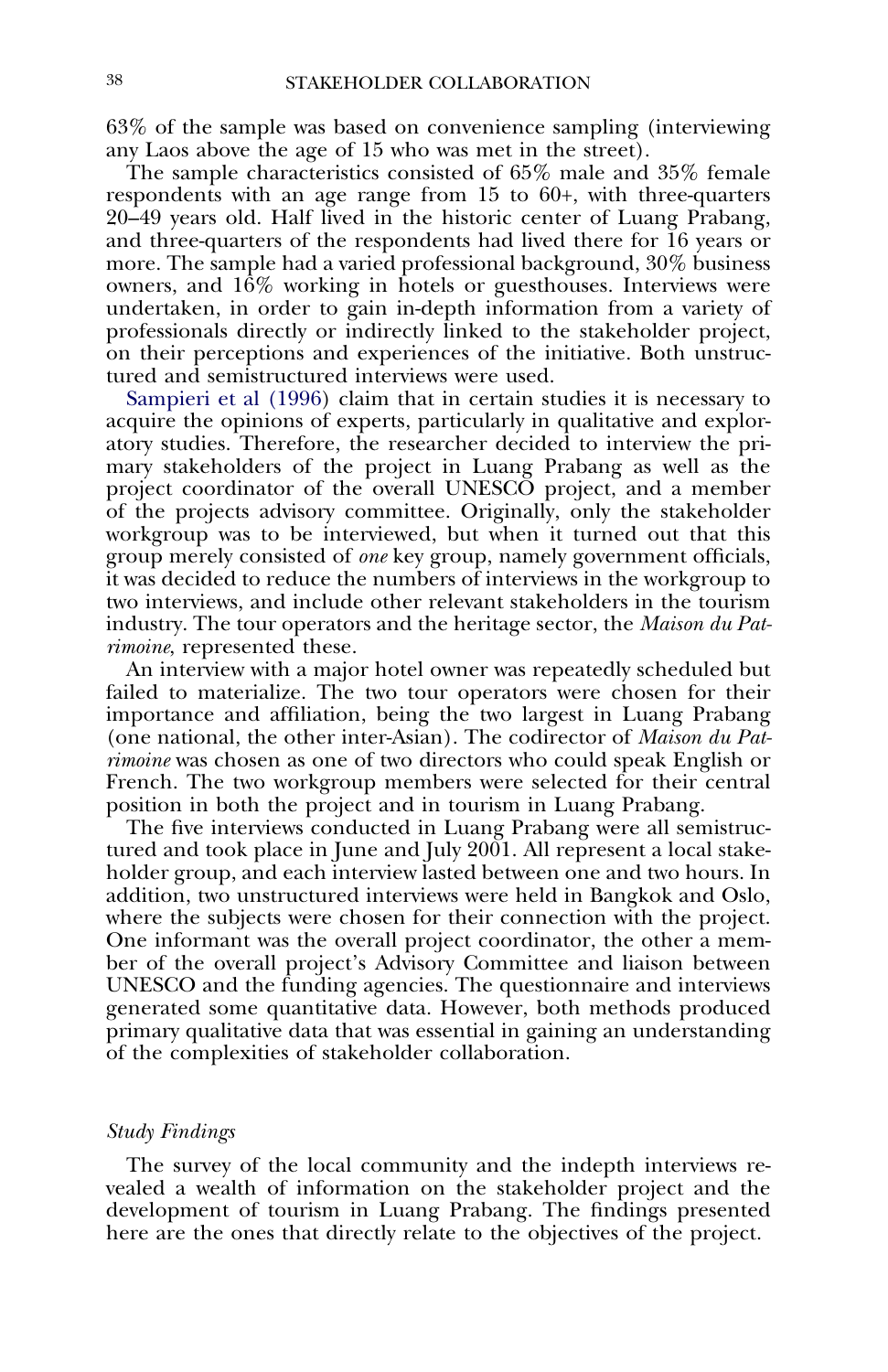63% of the sample was based on convenience sampling (interviewing any Laos above the age of 15 who was met in the street).

The sample characteristics consisted of 65% male and 35% female respondents with an age range from 15 to 60+, with three-quarters 20–49 years old. Half lived in the historic center of Luang Prabang, and three-quarters of the respondents had lived there for 16 years or more. The sample had a varied professional background, 30% business owners, and 16% working in hotels or guesthouses. Interviews were undertaken, in order to gain in-depth information from a variety of professionals directly or indirectly linked to the stakeholder project, on their perceptions and experiences of the initiative. Both unstructured and semistructured interviews were used.

Sampieri et al (1996) claim that in certain studies it is necessary to acquire the opinions of experts, particularly in qualitative and exploratory studies. Therefore, the researcher decided to interview the primary stakeholders of the project in Luang Prabang as well as the project coordinator of the overall UNESCO project, and a member of the projects advisory committee. Originally, only the stakeholder workgroup was to be interviewed, but when it turned out that this group merely consisted of *one* key group, namely government officials, it was decided to reduce the numbers of interviews in the workgroup to two interviews, and include other relevant stakeholders in the tourism industry. The tour operators and the heritage sector, the *Maison du Patrimoine*, represented these.

An interview with a major hotel owner was repeatedly scheduled but failed to materialize. The two tour operators were chosen for their importance and affiliation, being the two largest in Luang Prabang (one national, the other inter-Asian). The codirector of *Maison du Patrimoine* was chosen as one of two directors who could speak English or French. The two workgroup members were selected for their central position in both the project and in tourism in Luang Prabang.

The five interviews conducted in Luang Prabang were all semistructured and took place in June and July 2001. All represent a local stakeholder group, and each interview lasted between one and two hours. In addition, two unstructured interviews were held in Bangkok and Oslo, where the subjects were chosen for their connection with the project. One informant was the overall project coordinator, the other a member of the overall project's Advisory Committee and liaison between UNESCO and the funding agencies. The questionnaire and interviews generated some quantitative data. However, both methods produced primary qualitative data that was essential in gaining an understanding of the complexities of stakeholder collaboration.

### *Study Findings*

The survey of the local community and the indepth interviews revealed a wealth of information on the stakeholder project and the development of tourism in Luang Prabang. The findings presented here are the ones that directly relate to the objectives of the project.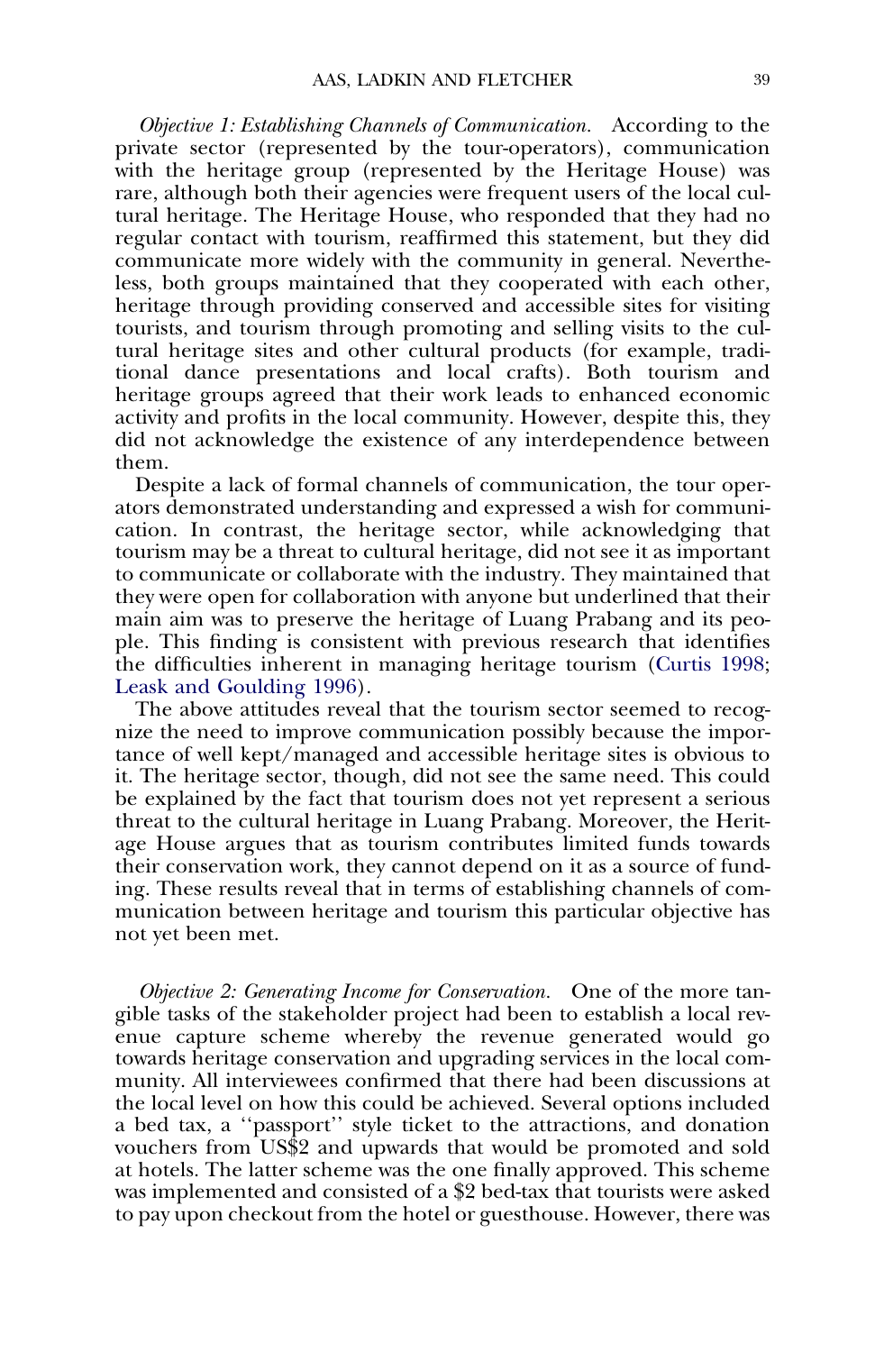*Objective 1: Establishing Channels of Communication.* According to the private sector (represented by the tour-operators), communication with the heritage group (represented by the Heritage House) was rare, although both their agencies were frequent users of the local cultural heritage. The Heritage House, who responded that they had no regular contact with tourism, reaffirmed this statement, but they did communicate more widely with the community in general. Nevertheless, both groups maintained that they cooperated with each other, heritage through providing conserved and accessible sites for visiting tourists, and tourism through promoting and selling visits to the cultural heritage sites and other cultural products (for example, traditional dance presentations and local crafts). Both tourism and heritage groups agreed that their work leads to enhanced economic activity and profits in the local community. However, despite this, they did not acknowledge the existence of any interdependence between them.

Despite a lack of formal channels of communication, the tour operators demonstrated understanding and expressed a wish for communication. In contrast, the heritage sector, while acknowledging that tourism may be a threat to cultural heritage, did not see it as important to communicate or collaborate with the industry. They maintained that they were open for collaboration with anyone but underlined that their main aim was to preserve the heritage of Luang Prabang and its people. This finding is consistent with previous research that identifies the difficulties inherent in managing heritage tourism (Curtis 1998; Leask and Goulding 1996).

The above attitudes reveal that the tourism sector seemed to recognize the need to improve communication possibly because the importance of well kept/managed and accessible heritage sites is obvious to it. The heritage sector, though, did not see the same need. This could be explained by the fact that tourism does not yet represent a serious threat to the cultural heritage in Luang Prabang. Moreover, the Heritage House argues that as tourism contributes limited funds towards their conservation work, they cannot depend on it as a source of funding. These results reveal that in terms of establishing channels of communication between heritage and tourism this particular objective has not yet been met.

*Objective 2: Generating Income for Conservation.* One of the more tangible tasks of the stakeholder project had been to establish a local revenue capture scheme whereby the revenue generated would go towards heritage conservation and upgrading services in the local community. All interviewees confirmed that there had been discussions at the local level on how this could be achieved. Several options included a bed tax, a ''passport'' style ticket to the attractions, and donation vouchers from US$2 and upwards that would be promoted and sold at hotels. The latter scheme was the one finally approved. This scheme was implemented and consisted of a $2 bed-tax that tourists were asked to pay upon checkout from the hotel or guesthouse. However, there was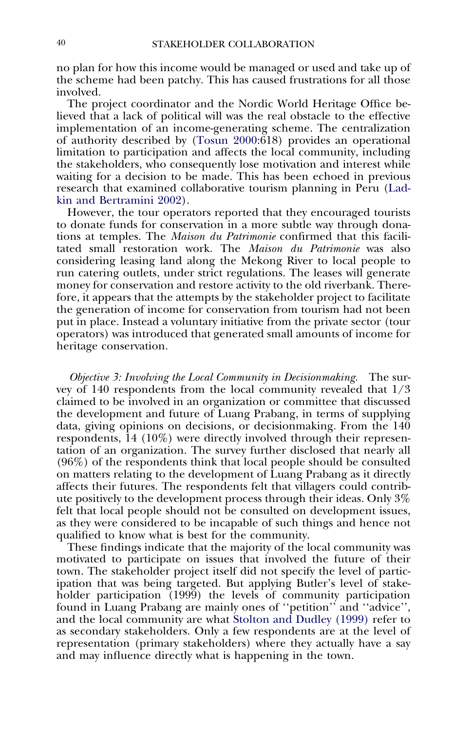no plan for how this income would be managed or used and take up of the scheme had been patchy. This has caused frustrations for all those involved.

The project coordinator and the Nordic World Heritage Office believed that a lack of political will was the real obstacle to the effective implementation of an income-generating scheme. The centralization of authority described by (Tosun 2000:618) provides an operational limitation to participation and affects the local community, including the stakeholders, who consequently lose motivation and interest while waiting for a decision to be made. This has been echoed in previous research that examined collaborative tourism planning in Peru (Ladkin and Bertramini 2002).

However, the tour operators reported that they encouraged tourists to donate funds for conservation in a more subtle way through donations at temples. The *Maison du Patrimonie* confirmed that this facilitated small restoration work. The *Maison du Patrimonie* was also considering leasing land along the Mekong River to local people to run catering outlets, under strict regulations. The leases will generate money for conservation and restore activity to the old riverbank. Therefore, it appears that the attempts by the stakeholder project to facilitate the generation of income for conservation from tourism had not been put in place. Instead a voluntary initiative from the private sector (tour operators) was introduced that generated small amounts of income for heritage conservation.

*Objective 3: Involving the Local Community in Decisionmaking.* The survey of 140 respondents from the local community revealed that 1/3 claimed to be involved in an organization or committee that discussed the development and future of Luang Prabang, in terms of supplying data, giving opinions on decisions, or decisionmaking. From the 140 respondents, 14 (10%) were directly involved through their representation of an organization. The survey further disclosed that nearly all (96%) of the respondents think that local people should be consulted on matters relating to the development of Luang Prabang as it directly affects their futures. The respondents felt that villagers could contribute positively to the development process through their ideas. Only 3% felt that local people should not be consulted on development issues, as they were considered to be incapable of such things and hence not qualified to know what is best for the community.

These findings indicate that the majority of the local community was motivated to participate on issues that involved the future of their town. The stakeholder project itself did not specify the level of participation that was being targeted. But applying Butler's level of stakeholder participation (1999) the levels of community participation found in Luang Prabang are mainly ones of "petition" and "advice", and the local community are what Stolton and Dudley (1999) refer to as secondary stakeholders. Only a few respondents are at the level of representation (primary stakeholders) where they actually have a say and may influence directly what is happening in the town.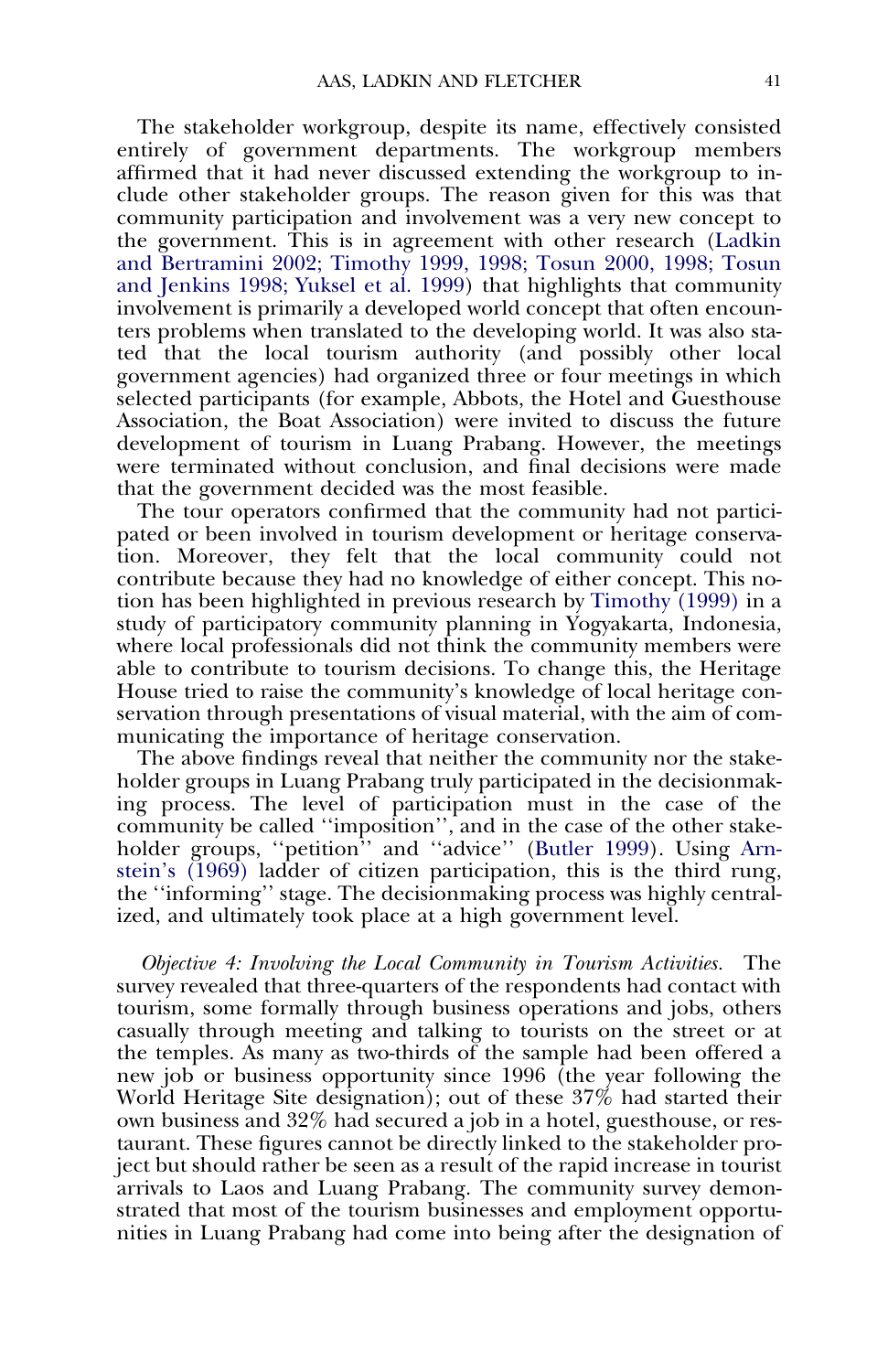The stakeholder workgroup, despite its name, effectively consisted entirely of government departments. The workgroup members affirmed that it had never discussed extending the workgroup to include other stakeholder groups. The reason given for this was that community participation and involvement was a very new concept to the government. This is in agreement with other research (Ladkin and Bertramini 2002; Timothy 1999, 1998; Tosun 2000, 1998; Tosun and Jenkins 1998; Yuksel et al. 1999) that highlights that community involvement is primarily a developed world concept that often encounters problems when translated to the developing world. It was also stated that the local tourism authority (and possibly other local government agencies) had organized three or four meetings in which selected participants (for example, Abbots, the Hotel and Guesthouse Association, the Boat Association) were invited to discuss the future development of tourism in Luang Prabang. However, the meetings were terminated without conclusion, and final decisions were made that the government decided was the most feasible.

The tour operators confirmed that the community had not participated or been involved in tourism development or heritage conservation. Moreover, they felt that the local community could not contribute because they had no knowledge of either concept. This notion has been highlighted in previous research by Timothy (1999) in a study of participatory community planning in Yogyakarta, Indonesia, where local professionals did not think the community members were able to contribute to tourism decisions. To change this, the Heritage House tried to raise the community's knowledge of local heritage conservation through presentations of visual material, with the aim of communicating the importance of heritage conservation.

The above findings reveal that neither the community nor the stakeholder groups in Luang Prabang truly participated in the decisionmaking process. The level of participation must in the case of the community be called "imposition", and in the case of the other stakeholder groups, "petition" and "advice" (Butler 1999). Using Arnstein's (1969) ladder of citizen participation, this is the third rung, the "informing" stage. The decisionmaking process was highly centralized, and ultimately took place at a high government level.

*Objective 4: Involving the Local Community in Tourism Activities.* The survey revealed that three-quarters of the respondents had contact with tourism, some formally through business operations and jobs, others casually through meeting and talking to tourists on the street or at the temples. As many as two-thirds of the sample had been offered a new job or business opportunity since 1996 (the year following the World Heritage Site designation); out of these 37% had started their own business and 32% had secured a job in a hotel, guesthouse, or restaurant. These figures cannot be directly linked to the stakeholder project but should rather be seen as a result of the rapid increase in tourist arrivals to Laos and Luang Prabang. The community survey demonstrated that most of the tourism businesses and employment opportunities in Luang Prabang had come into being after the designation of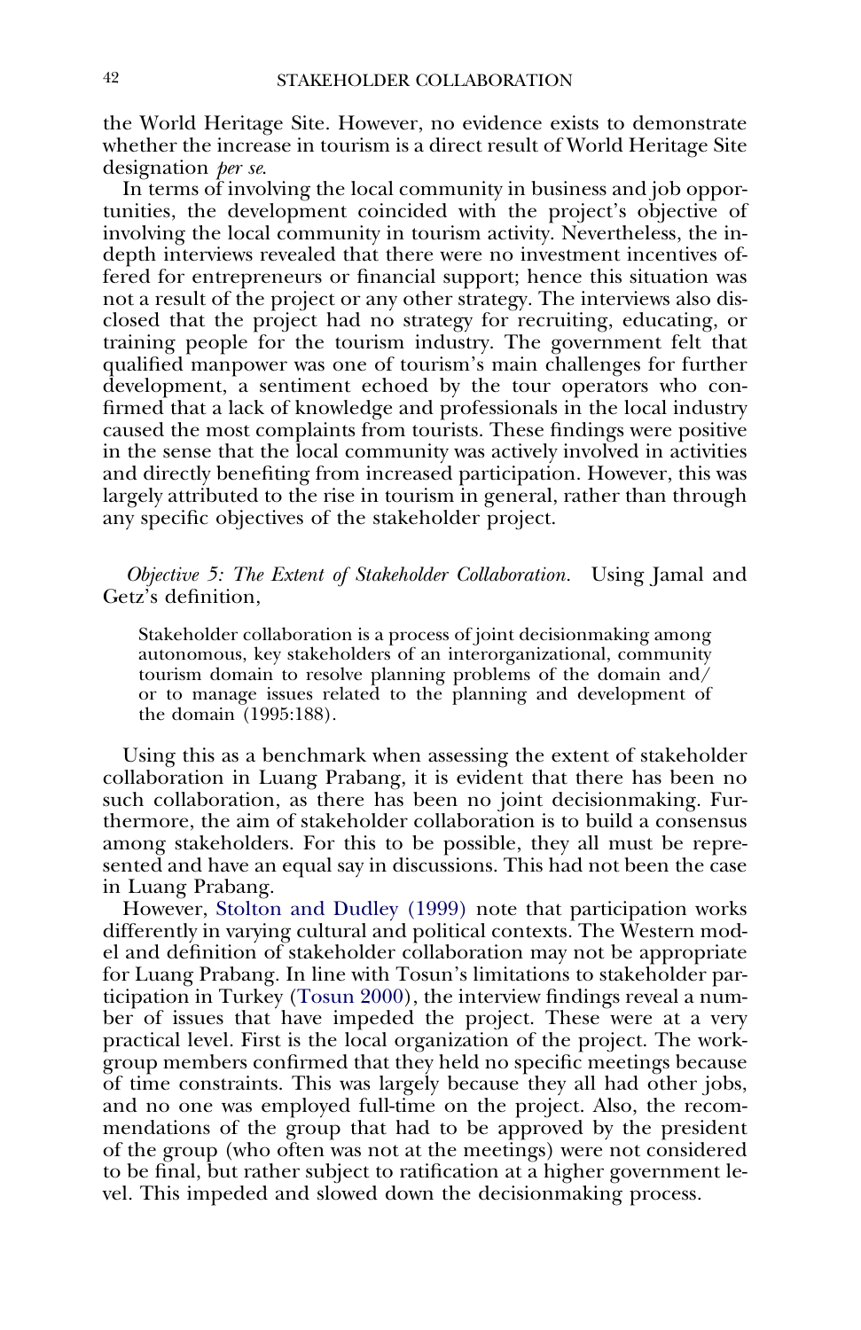the World Heritage Site. However, no evidence exists to demonstrate whether the increase in tourism is a direct result of World Heritage Site designation *per se*.

In terms of involving the local community in business and job opportunities, the development coincided with the project's objective of involving the local community in tourism activity. Nevertheless, the in-depth interviews revealed that there were no investment incentives offered for entrepreneurs or financial support; hence this situation was not a result of the project or any other strategy. The interviews also disclosed that the project had no strategy for recruiting, educating, or training people for the tourism industry. The government felt that qualified manpower was one of tourism's main challenges for further development, a sentiment echoed by the tour operators who confirmed that a lack of knowledge and professionals in the local industry caused the most complaints from tourists. These findings were positive in the sense that the local community was actively involved in activities and directly benefiting from increased participation. However, this was largely attributed to the rise in tourism in general, rather than through any specific objectives of the stakeholder project.

*Objective 5: The Extent of Stakeholder Collaboration.* Using Jamal and Getz's definition,

> Stakeholder collaboration is a process of joint decisionmaking among autonomous, key stakeholders of an interorganizational, community tourism domain to resolve planning problems of the domain and/or to manage issues related to the planning and development of the domain (1995:188).

Using this as a benchmark when assessing the extent of stakeholder collaboration in Luang Prabang, it is evident that there has been no such collaboration, as there has been no joint decisionmaking. Furthermore, the aim of stakeholder collaboration is to build a consensus among stakeholders. For this to be possible, they all must be represented and have an equal say in discussions. This had not been the case in Luang Prabang.

However, Stolton and Dudley (1999) note that participation works differently in varying cultural and political contexts. The Western model and definition of stakeholder collaboration may not be appropriate for Luang Prabang. In line with Tosun's limitations to stakeholder participation in Turkey (Tosun 2000), the interview findings reveal a number of issues that have impeded the project. These were at a very practical level. First is the local organization of the project. The workgroup members confirmed that they held no specific meetings because of time constraints. This was largely because they all had other jobs, and no one was employed full-time on the project. Also, the recommendations of the group that had to be approved by the president of the group (who often was not at the meetings) were not considered to be final, but rather subject to ratification at a higher government level. This impeded and slowed down the decisionmaking process.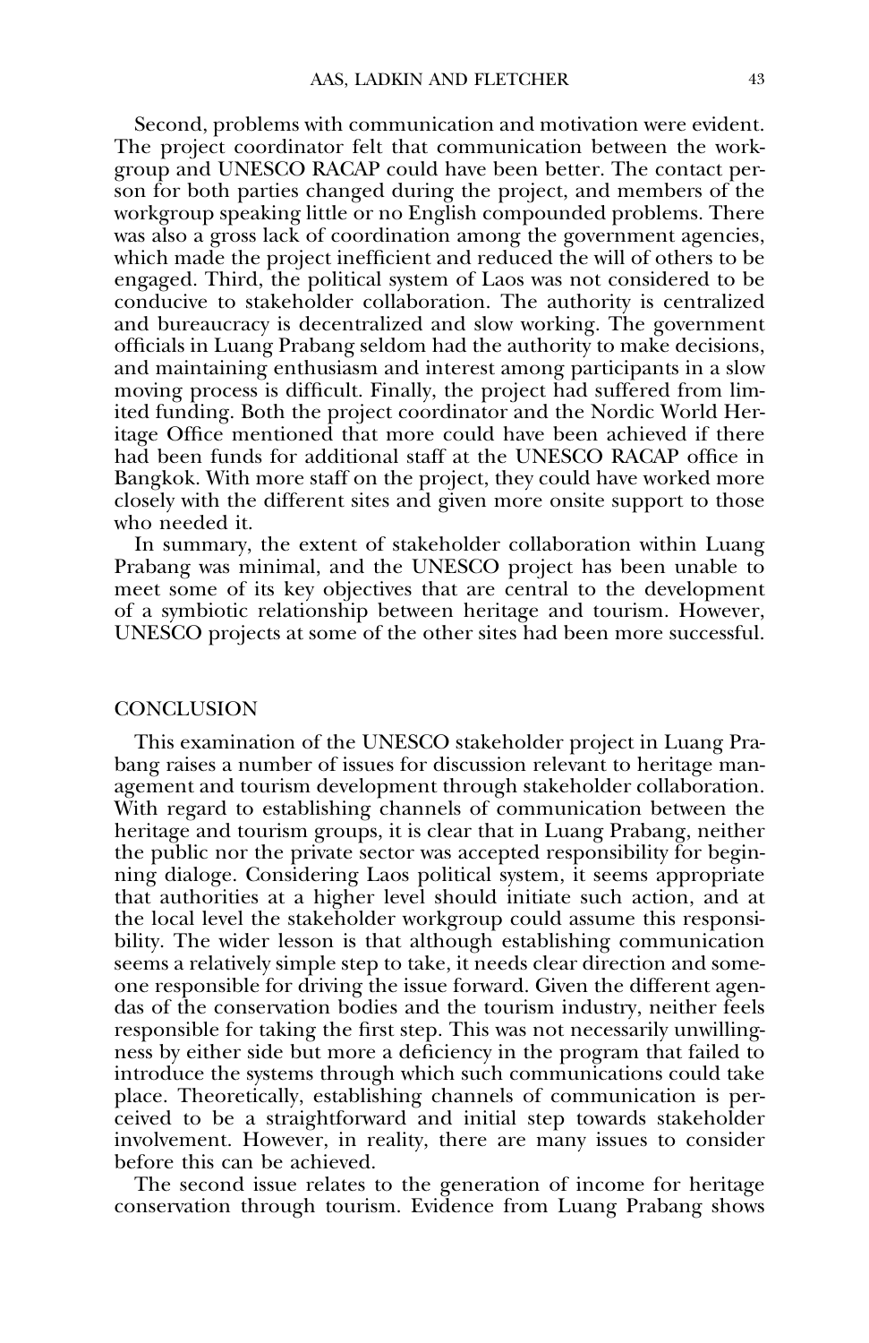Second, problems with communication and motivation were evident. The project coordinator felt that communication between the workgroup and UNESCO RACAP could have been better. The contact person for both parties changed during the project, and members of the workgroup speaking little or no English compounded problems. There was also a gross lack of coordination among the government agencies, which made the project inefficient and reduced the will of others to be engaged. Third, the political system of Laos was not considered to be conducive to stakeholder collaboration. The authority is centralized and bureaucracy is decentralized and slow working. The government officials in Luang Prabang seldom had the authority to make decisions, and maintaining enthusiasm and interest among participants in a slow moving process is difficult. Finally, the project had suffered from limited funding. Both the project coordinator and the Nordic World Heritage Office mentioned that more could have been achieved if there had been funds for additional staff at the UNESCO RACAP office in Bangkok. With more staff on the project, they could have worked more closely with the different sites and given more onsite support to those who needed it.

In summary, the extent of stakeholder collaboration within Luang Prabang was minimal, and the UNESCO project has been unable to meet some of its key objectives that are central to the development of a symbiotic relationship between heritage and tourism. However, UNESCO projects at some of the other sites had been more successful.

## CONCLUSION

This examination of the UNESCO stakeholder project in Luang Prabang raises a number of issues for discussion relevant to heritage management and tourism development through stakeholder collaboration. With regard to establishing channels of communication between the heritage and tourism groups, it is clear that in Luang Prabang, neither the public nor the private sector was accepted responsibility for beginning dialoge. Considering Laos political system, it seems appropriate that authorities at a higher level should initiate such action, and at the local level the stakeholder workgroup could assume this responsibility. The wider lesson is that although establishing communication seems a relatively simple step to take, it needs clear direction and someone responsible for driving the issue forward. Given the different agendas of the conservation bodies and the tourism industry, neither feels responsible for taking the first step. This was not necessarily unwillingness by either side but more a deficiency in the program that failed to introduce the systems through which such communications could take place. Theoretically, establishing channels of communication is perceived to be a straightforward and initial step towards stakeholder involvement. However, in reality, there are many issues to consider before this can be achieved.

The second issue relates to the generation of income for heritage conservation through tourism. Evidence from Luang Prabang shows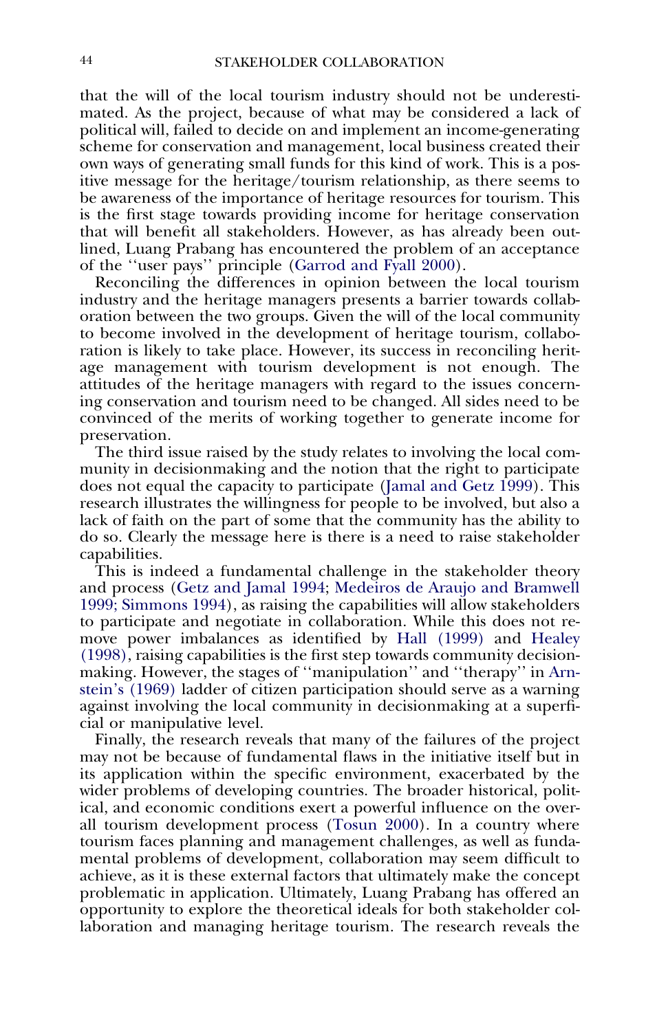that the will of the local tourism industry should not be underestimated. As the project, because of what may be considered a lack of political will, failed to decide on and implement an income-generating scheme for conservation and management, local business created their own ways of generating small funds for this kind of work. This is a positive message for the heritage/tourism relationship, as there seems to be awareness of the importance of heritage resources for tourism. This is the first stage towards providing income for heritage conservation that will benefit all stakeholders. However, as has already been outlined, Luang Prabang has encountered the problem of an acceptance of the ''user pays'' principle (Garrod and Fyall 2000).

Reconciling the differences in opinion between the local tourism industry and the heritage managers presents a barrier towards collaboration between the two groups. Given the will of the local community to become involved in the development of heritage tourism, collaboration is likely to take place. However, its success in reconciling heritage management with tourism development is not enough. The attitudes of the heritage managers with regard to the issues concerning conservation and tourism need to be changed. All sides need to be convinced of the merits of working together to generate income for preservation.

The third issue raised by the study relates to involving the local community in decisionmaking and the notion that the right to participate does not equal the capacity to participate (Jamal and Getz 1999). This research illustrates the willingness for people to be involved, but also a lack of faith on the part of some that the community has the ability to do so. Clearly the message here is there is a need to raise stakeholder capabilities.

This is indeed a fundamental challenge in the stakeholder theory and process (Getz and Jamal 1994; Medeiros de Araujo and Bramwell 1999; Simmons 1994), as raising the capabilities will allow stakeholders to participate and negotiate in collaboration. While this does not remove power imbalances as identified by Hall (1999) and Healey (1998), raising capabilities is the first step towards community decisionmaking. However, the stages of ''manipulation'' and ''therapy'' in Arnstein's (1969) ladder of citizen participation should serve as a warning against involving the local community in decisionmaking at a superficial or manipulative level.

Finally, the research reveals that many of the failures of the project may not be because of fundamental flaws in the initiative itself but in its application within the specific environment, exacerbated by the wider problems of developing countries. The broader historical, political, and economic conditions exert a powerful influence on the overall tourism development process (Tosun 2000). In a country where tourism faces planning and management challenges, as well as fundamental problems of development, collaboration may seem difficult to achieve, as it is these external factors that ultimately make the concept problematic in application. Ultimately, Luang Prabang has offered an opportunity to explore the theoretical ideals for both stakeholder collaboration and managing heritage tourism. The research reveals the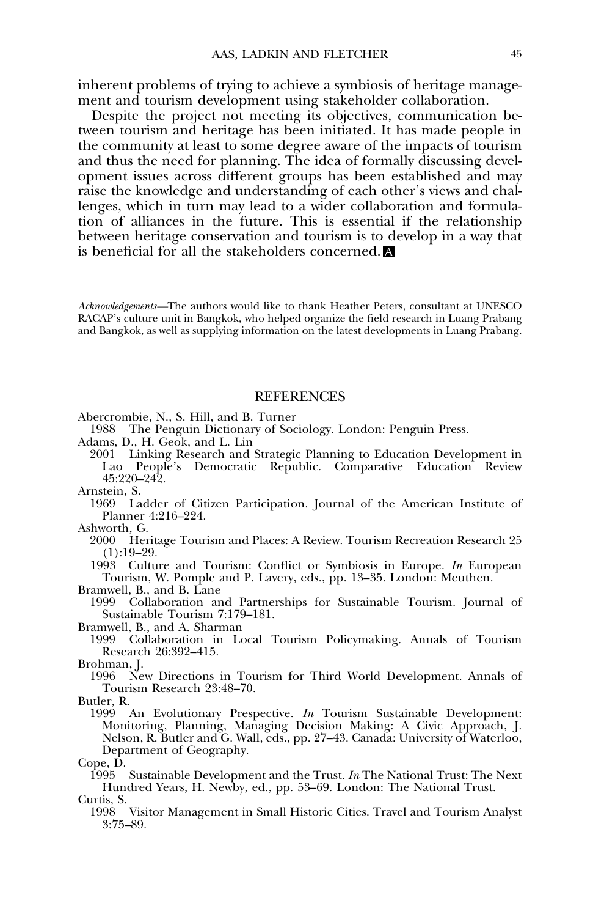inherent problems of trying to achieve a symbiosis of heritage management and tourism development using stakeholder collaboration.

Despite the project not meeting its objectives, communication between tourism and heritage has been initiated. It has made people in the community at least to some degree aware of the impacts of tourism and thus the need for planning. The idea of formally discussing development issues across different groups has been established and may raise the knowledge and understanding of each other's views and challenges, which in turn may lead to a wider collaboration and formulation of alliances in the future. This is essential if the relationship between heritage conservation and tourism is to develop in a way that is beneficial for all the stakeholders concerned. A

*Acknowledgements*—The authors would like to thank Heather Peters, consultant at UNESCO RACAP's culture unit in Bangkok, who helped organize the field research in Luang Prabang and Bangkok, as well as supplying information on the latest developments in Luang Prabang.

## REFERENCES

Abercrombie, N., S. Hill, and B. Turner
1988 The Penguin Dictionary of Sociology. London: Penguin Press.

Adams, D., H. Geok, and L. Lin
2001 Linking Research and Strategic Planning to Education Development in Lao People's Democratic Republic. Comparative Education Review 45:220–242.

Arnstein, S.
1969 Ladder of Citizen Participation. Journal of the American Institute of Planner 4:216–224.

Ashworth, G.
2000 Heritage Tourism and Places: A Review. Tourism Recreation Research 25 (1):19–29.
1993 Culture and Tourism: Conflict or Symbiosis in Europe. *In* European Tourism, W. Pomple and P. Lavery, eds., pp. 13–35. London: Meuthen.

Bramwell, B., and B. Lane
1999 Collaboration and Partnerships for Sustainable Tourism. Journal of Sustainable Tourism 7:179–181.

Bramwell, B., and A. Sharman
1999 Collaboration in Local Tourism Policymaking. Annals of Tourism Research 26:392–415.

Brohman, J.
1996 New Directions in Tourism for Third World Development. Annals of Tourism Research 23:48–70.

Butler, R.
1999 An Evolutionary Prespective. *In* Tourism Sustainable Development: Monitoring, Planning, Managing Decision Making: A Civic Approach, J. Nelson, R. Butler and G. Wall, eds., pp. 27–43. Canada: University of Waterloo, Department of Geography.

Cope, D.
1995 Sustainable Development and the Trust. *In* The National Trust: The Next Hundred Years, H. Newby, ed., pp. 53–69. London: The National Trust.

Curtis, S.
1998 Visitor Management in Small Historic Cities. Travel and Tourism Analyst 3:75–89.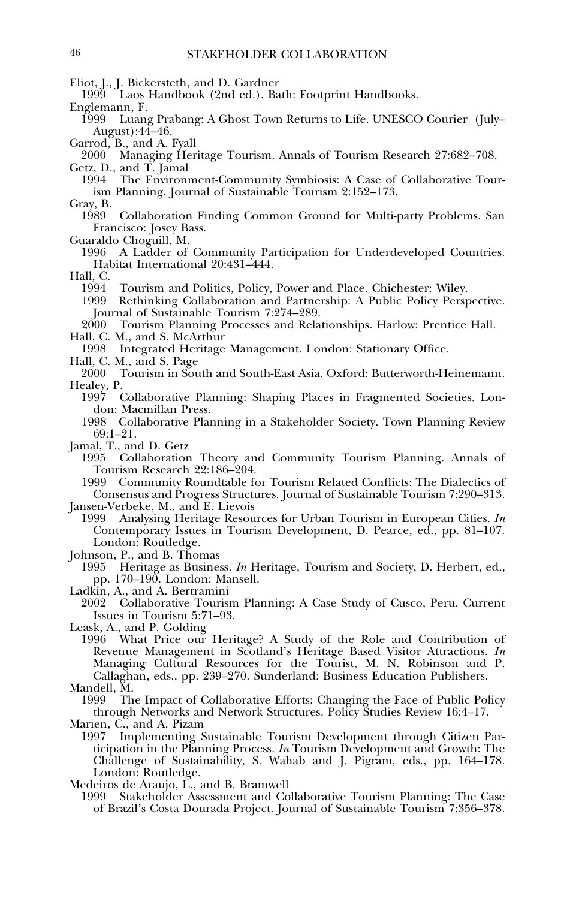Eliot, J., J. Bickersteth, and D. Gardner
1999 Laos Handbook (2nd ed.). Bath: Footprint Handbooks.

Englemann, F.
1999 Luang Prabang: A Ghost Town Returns to Life. UNESCO Courier (July–August):44–46.

Garrod, B., and A. Fyall
2000 Managing Heritage Tourism. Annals of Tourism Research 27:682–708.

Getz, D., and T. Jamal
1994 The Environment-Community Symbiosis: A Case of Collaborative Tourism Planning. Journal of Sustainable Tourism 2:152–173.

Gray, B.
1989 Collaboration Finding Common Ground for Multi-party Problems. San Francisco: Josey Bass.

Guaraldo Choguill, M.
1996 A Ladder of Community Participation for Underdeveloped Countries. Habitat International 20:431–444.

Hall, C.
1994 Tourism and Politics, Policy, Power and Place. Chichester: Wiley.
1999 Rethinking Collaboration and Partnership: A Public Policy Perspective. Journal of Sustainable Tourism 7:274–289.
2000 Tourism Planning Processes and Relationships. Harlow: Prentice Hall.

Hall, C. M., and S. McArthur
1998 Integrated Heritage Management. London: Stationary Office.

Hall, C. M., and S. Page
2000 Tourism in South and South-East Asia. Oxford: Butterworth-Heinemann.

Healey, P.
1997 Collaborative Planning: Shaping Places in Fragmented Societies. London: Macmillan Press.
1998 Collaborative Planning in a Stakeholder Society. Town Planning Review 69:1–21.

Jamal, T., and D. Getz
1995 Collaboration Theory and Community Tourism Planning. Annals of Tourism Research 22:186–204.
1999 Community Roundtable for Tourism Related Conflicts: The Dialectics of Consensus and Progress Structures. Journal of Sustainable Tourism 7:290–313.

Jansen-Verbeke, M., and E. Lievois
1999 Analysing Heritage Resources for Urban Tourism in European Cities. *In* Contemporary Issues in Tourism Development, D. Pearce, ed., pp. 81–107. London: Routledge.

Johnson, P., and B. Thomas
1995 Heritage as Business. *In* Heritage, Tourism and Society, D. Herbert, ed., pp. 170–190. London: Mansell.

Ladkin, A., and A. Bertramini
2002 Collaborative Tourism Planning: A Case Study of Cusco, Peru. Current Issues in Tourism 5:71–93.

Leask, A., and P. Golding
1996 What Price our Heritage? A Study of the Role and Contribution of Revenue Management in Scotland's Heritage Based Visitor Attractions. *In* Managing Cultural Resources for the Tourist, M. N. Robinson and P. Callaghan, eds., pp. 239–270. Sunderland: Business Education Publishers.

Mandell, M.
1999 The Impact of Collaborative Efforts: Changing the Face of Public Policy through Networks and Network Structures. Policy Studies Review 16:4–17.

Marien, C., and A. Pizam
1997 Implementing Sustainable Tourism Development through Citizen Participation in the Planning Process. *In* Tourism Development and Growth: The Challenge of Sustainability, S. Wahab and J. Pigram, eds., pp. 164–178. London: Routledge.

Medeiros de Araujo, L., and B. Bramwell
1999 Stakeholder Assessment and Collaborative Tourism Planning: The Case of Brazil's Costa Dourada Project. Journal of Sustainable Tourism 7:356–378.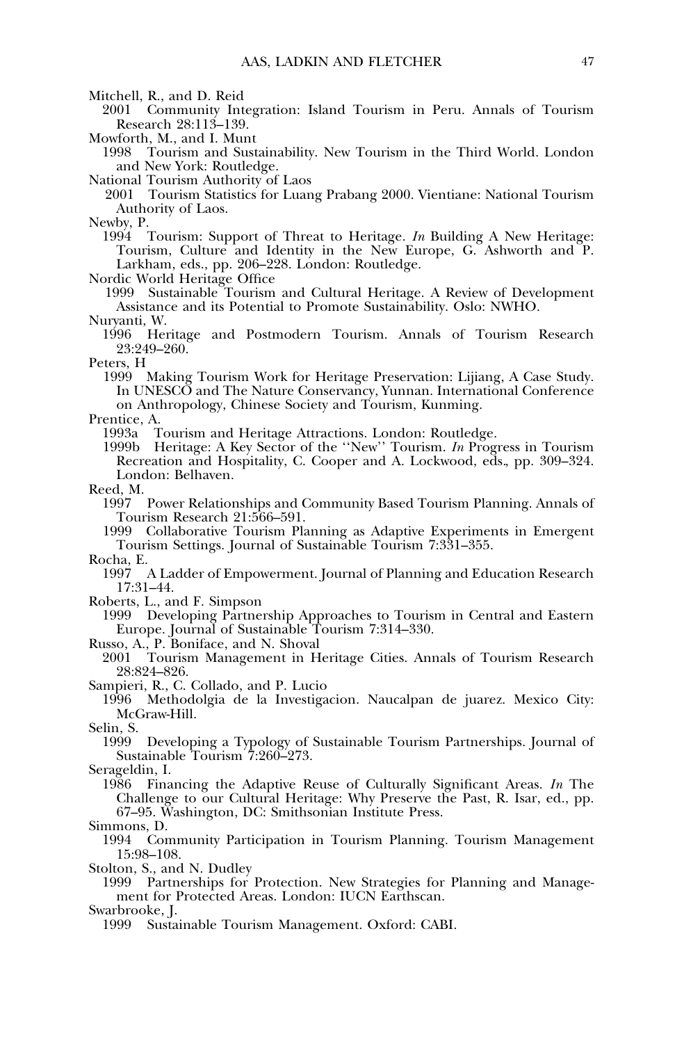Mitchell, R., and D. Reid
2001 Community Integration: Island Tourism in Peru. Annals of Tourism Research 28:113–139.

Mowforth, M., and I. Munt
1998 Tourism and Sustainability. New Tourism in the Third World. London and New York: Routledge.

National Tourism Authority of Laos
2001 Tourism Statistics for Luang Prabang 2000. Vientiane: National Tourism Authority of Laos.

Newby, P.
1994 Tourism: Support of Threat to Heritage. *In* Building A New Heritage: Tourism, Culture and Identity in the New Europe, G. Ashworth and P. Larkham, eds., pp. 206–228. London: Routledge.

Nordic World Heritage Office
1999 Sustainable Tourism and Cultural Heritage. A Review of Development Assistance and its Potential to Promote Sustainability. Oslo: NWHO.

Nuryanti, W.
1996 Heritage and Postmodern Tourism. Annals of Tourism Research 23:249–260.

Peters, H
1999 Making Tourism Work for Heritage Preservation: Lijiang, A Case Study. In UNESCO and The Nature Conservancy, Yunnan. International Conference on Anthropology, Chinese Society and Tourism, Kunming.

Prentice, A.
1993a Tourism and Heritage Attractions. London: Routledge.
1999b Heritage: A Key Sector of the ''New'' Tourism. *In* Progress in Tourism Recreation and Hospitality, C. Cooper and A. Lockwood, eds., pp. 309–324. London: Belhaven.

Reed, M.
1997 Power Relationships and Community Based Tourism Planning. Annals of Tourism Research 21:566–591.
1999 Collaborative Tourism Planning as Adaptive Experiments in Emergent Tourism Settings. Journal of Sustainable Tourism 7:331–355.

Rocha, E.
1997 A Ladder of Empowerment. Journal of Planning and Education Research 17:31–44.

Roberts, L., and F. Simpson
1999 Developing Partnership Approaches to Tourism in Central and Eastern Europe. Journal of Sustainable Tourism 7:314–330.

Russo, A., P. Boniface, and N. Shoval
2001 Tourism Management in Heritage Cities. Annals of Tourism Research 28:824–826.

Sampieri, R., C. Collado, and P. Lucio
1996 Methodolgia de la Investigacion. Naucalpan de juarez. Mexico City: McGraw-Hill.

Selin, S.
1999 Developing a Typology of Sustainable Tourism Partnerships. Journal of Sustainable Tourism 7:260–273.

Serageldin, I.
1986 Financing the Adaptive Reuse of Culturally Significant Areas. *In* The Challenge to our Cultural Heritage: Why Preserve the Past, R. Isar, ed., pp. 67–95. Washington, DC: Smithsonian Institute Press.

Simmons, D.
1994 Community Participation in Tourism Planning. Tourism Management 15:98–108.

Stolton, S., and N. Dudley
1999 Partnerships for Protection. New Strategies for Planning and Management for Protected Areas. London: IUCN Earthscan.

Swarbrooke, J.
1999 Sustainable Tourism Management. Oxford: CABI.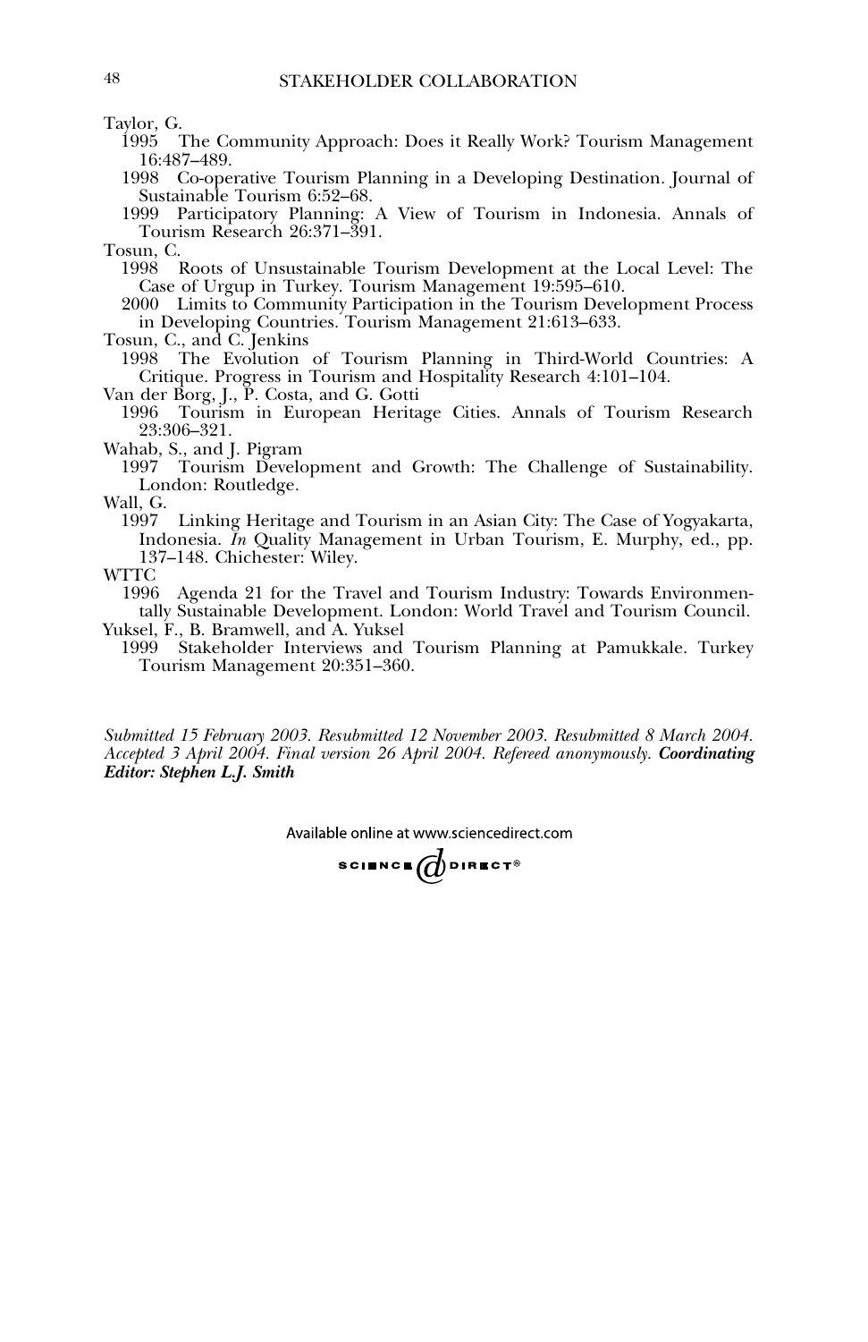Taylor, G.

1995 The Community Approach: Does it Really Work? Tourism Management 16:487–489.

1998 Co-operative Tourism Planning in a Developing Destination. Journal of Sustainable Tourism 6:52–68.

1999 Participatory Planning: A View of Tourism in Indonesia. Annals of Tourism Research 26:371–391.

Tosun, C.

1998 Roots of Unsustainable Tourism Development at the Local Level: The Case of Urgup in Turkey. Tourism Management 19:595–610.

2000 Limits to Community Participation in the Tourism Development Process in Developing Countries. Tourism Management 21:613–633.

Tosun, C., and C. Jenkins

1998 The Evolution of Tourism Planning in Third-World Countries: A Critique. Progress in Tourism and Hospitality Research 4:101–104.

Van der Borg, J., P. Costa, and G. Gotti

1996 Tourism in European Heritage Cities. Annals of Tourism Research 23:306–321.

Wahab, S., and J. Pigram

1997 Tourism Development and Growth: The Challenge of Sustainability. London: Routledge.

Wall, G.

1997 Linking Heritage and Tourism in an Asian City: The Case of Yogyakarta, Indonesia. *In* Quality Management in Urban Tourism, E. Murphy, ed., pp. 137–148. Chichester: Wiley.

WTTC

1996 Agenda 21 for the Travel and Tourism Industry: Towards Environmentally Sustainable Development. London: World Travel and Tourism Council.

Yuksel, F., B. Bramwell, and A. Yuksel

1999 Stakeholder Interviews and Tourism Planning at Pamukkale. Turkey Tourism Management 20:351–360.

*Submitted 15 February 2003. Resubmitted 12 November 2003. Resubmitted 8 March 2004. Accepted 3 April 2004. Final version 26 April 2004. Refereed anonymously.* ***Coordinating Editor: Stephen L.J. Smith***

Available online at www.sciencedirect.com

SCIENCE DIRECT®